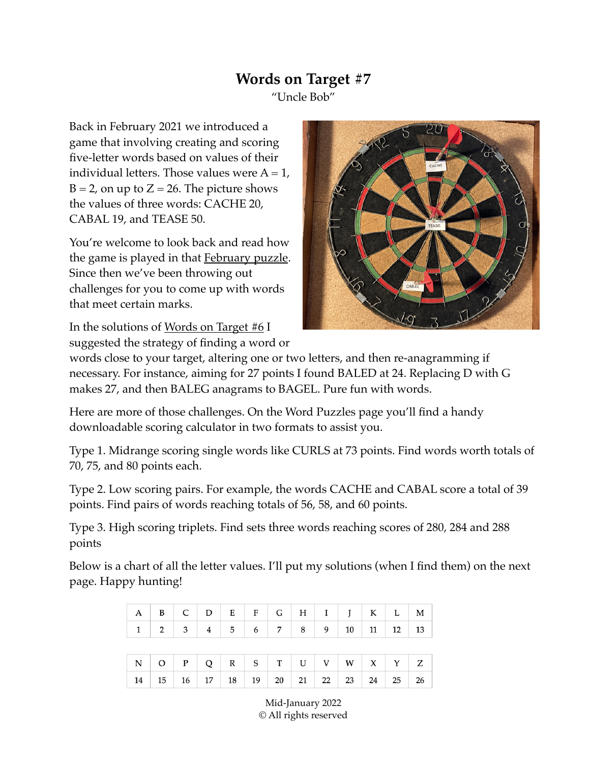# Words on Target #7

"Uncle Bob"

Back in February 2021 we introduced a game that involving creating and scoring five-letter words based on values of their individual letters. Those values were A = 1, B = 2, on up to Z = 26. The picture shows the values of three words: CACHE 20, CABAL 19, and TEASE 50.

You're welcome to look back and read how the game is played in that February puzzle. Since then we've been throwing out challenges for you to come up with words that meet certain marks.

In the solutions of Words on Target #6 I suggested the strategy of finding a word or words close to your target, altering one or two letters, and then re-anagramming if necessary. For instance, aiming for 27 points I found BALED at 24. Replacing D with G makes 27, and then BALEG anagrams to BAGEL. Pure fun with words.

Here are more of those challenges. On the Word Puzzles page you'll find a handy downloadable scoring calculator in two formats to assist you.

Type 1. Midrange scoring single words like CURLS at 73 points. Find words worth totals of 70, 75, and 80 points each.

Type 2. Low scoring pairs. For example, the words CACHE and CABAL score a total of 39 points. Find pairs of words reaching totals of 56, 58, and 60 points.

Type 3. High scoring triplets. Find sets three words reaching scores of 280, 284 and 288 points

Below is a chart of all the letter values. I'll put my solutions (when I find them) on the next page. Happy hunting!

| A | B | C | D | E | F | G | H | I | J | K | L | M |
|---|---|---|---|---|---|---|---|---|---|---|---|---|
| 1 | 2 | 3 | 4 | 5 | 6 | 7 | 8 | 9 | 10 | 11 | 12 | 13 |

| N | O | P | Q | R | S | T | U | V | W | X | Y | Z |
|---|---|---|---|---|---|---|---|---|---|---|---|---|
| 14 | 15 | 16 | 17 | 18 | 19 | 20 | 21 | 22 | 23 | 24 | 25 | 26 |

Mid-January 2022
© All rights reserved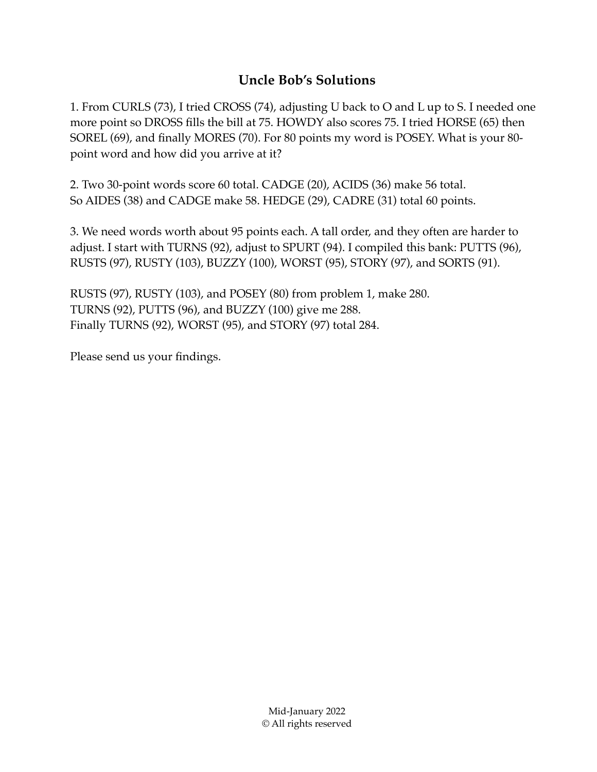## Uncle Bob's Solutions

1. From CURLS (73), I tried CROSS (74), adjusting U back to O and L up to S. I needed one more point so DROSS fills the bill at 75. HOWDY also scores 75. I tried HORSE (65) then SOREL (69), and finally MORES (70). For 80 points my word is POSEY. What is your 80-point word and how did you arrive at it?

2. Two 30-point words score 60 total. CADGE (20), ACIDS (36) make 56 total.
So AIDES (38) and CADGE make 58. HEDGE (29), CADRE (31) total 60 points.

3. We need words worth about 95 points each. A tall order, and they often are harder to adjust. I start with TURNS (92), adjust to SPURT (94). I compiled this bank: PUTTS (96), RUSTS (97), RUSTY (103), BUZZY (100), WORST (95), STORY (97), and SORTS (91).

RUSTS (97), RUSTY (103), and POSEY (80) from problem 1, make 280.
TURNS (92), PUTTS (96), and BUZZY (100) give me 288.
Finally TURNS (92), WORST (95), and STORY (97) total 284.

Please send us your findings.

Mid-January 2022
© All rights reserved